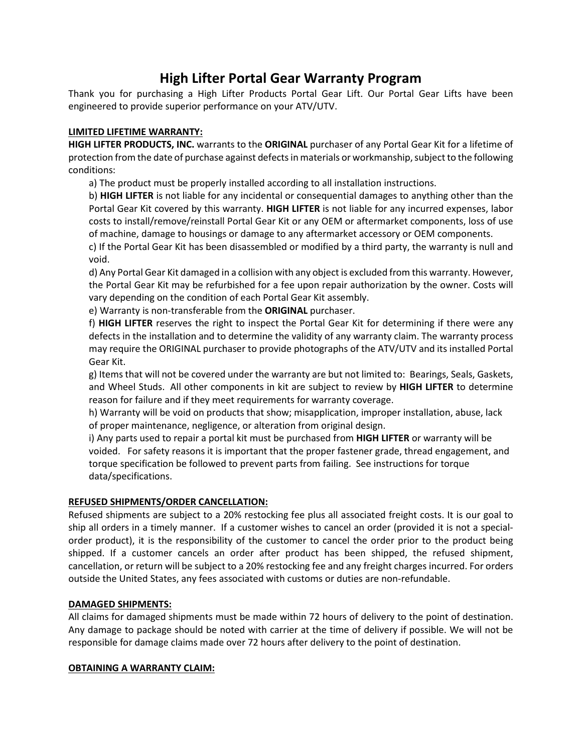# High Lifter Portal Gear Warranty Program

Thank you for purchasing a High Lifter Products Portal Gear Lift. Our Portal Gear Lifts have been engineered to provide superior performance on your ATV/UTV.

## LIMITED LIFETIME WARRANTY:

**HIGH LIFTER PRODUCTS, INC.** warrants to the **ORIGINAL** purchaser of any Portal Gear Kit for a lifetime of protection from the date of purchase against defects in materials or workmanship, subject to the following conditions:

a) The product must be properly installed according to all installation instructions.

b) **HIGH LIFTER** is not liable for any incidental or consequential damages to anything other than the Portal Gear Kit covered by this warranty. **HIGH LIFTER** is not liable for any incurred expenses, labor costs to install/remove/reinstall Portal Gear Kit or any OEM or aftermarket components, loss of use of machine, damage to housings or damage to any aftermarket accessory or OEM components.

c) If the Portal Gear Kit has been disassembled or modified by a third party, the warranty is null and void.

d) Any Portal Gear Kit damaged in a collision with any object is excluded from this warranty. However, the Portal Gear Kit may be refurbished for a fee upon repair authorization by the owner. Costs will vary depending on the condition of each Portal Gear Kit assembly.

e) Warranty is non-transferable from the **ORIGINAL** purchaser.

f) **HIGH LIFTER** reserves the right to inspect the Portal Gear Kit for determining if there were any defects in the installation and to determine the validity of any warranty claim. The warranty process may require the ORIGINAL purchaser to provide photographs of the ATV/UTV and its installed Portal Gear Kit.

g) Items that will not be covered under the warranty are but not limited to: Bearings, Seals, Gaskets, and Wheel Studs. All other components in kit are subject to review by **HIGH LIFTER** to determine reason for failure and if they meet requirements for warranty coverage.

h) Warranty will be void on products that show; misapplication, improper installation, abuse, lack of proper maintenance, negligence, or alteration from original design.

i) Any parts used to repair a portal kit must be purchased from **HIGH LIFTER** or warranty will be voided. For safety reasons it is important that the proper fastener grade, thread engagement, and torque specification be followed to prevent parts from failing. See instructions for torque data/specifications.

## REFUSED SHIPMENTS/ORDER CANCELLATION:

Refused shipments are subject to a 20% restocking fee plus all associated freight costs. It is our goal to ship all orders in a timely manner. If a customer wishes to cancel an order (provided it is not a special-order product), it is the responsibility of the customer to cancel the order prior to the product being shipped. If a customer cancels an order after product has been shipped, the refused shipment, cancellation, or return will be subject to a 20% restocking fee and any freight charges incurred. For orders outside the United States, any fees associated with customs or duties are non-refundable.

## DAMAGED SHIPMENTS:

All claims for damaged shipments must be made within 72 hours of delivery to the point of destination. Any damage to package should be noted with carrier at the time of delivery if possible. We will not be responsible for damage claims made over 72 hours after delivery to the point of destination.

## OBTAINING A WARRANTY CLAIM: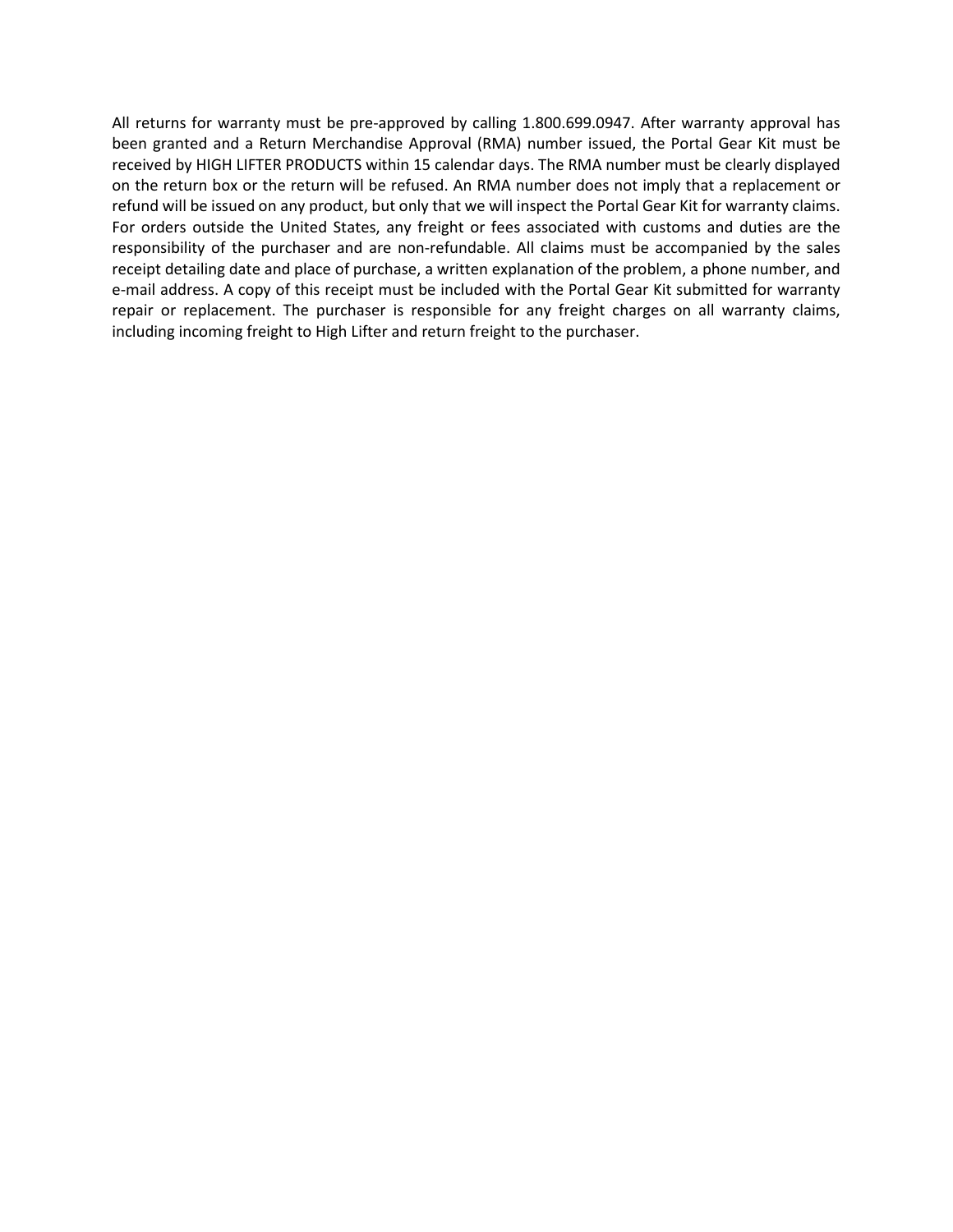All returns for warranty must be pre-approved by calling 1.800.699.0947. After warranty approval has been granted and a Return Merchandise Approval (RMA) number issued, the Portal Gear Kit must be received by HIGH LIFTER PRODUCTS within 15 calendar days. The RMA number must be clearly displayed on the return box or the return will be refused. An RMA number does not imply that a replacement or refund will be issued on any product, but only that we will inspect the Portal Gear Kit for warranty claims. For orders outside the United States, any freight or fees associated with customs and duties are the responsibility of the purchaser and are non-refundable. All claims must be accompanied by the sales receipt detailing date and place of purchase, a written explanation of the problem, a phone number, and e-mail address. A copy of this receipt must be included with the Portal Gear Kit submitted for warranty repair or replacement. The purchaser is responsible for any freight charges on all warranty claims, including incoming freight to High Lifter and return freight to the purchaser.